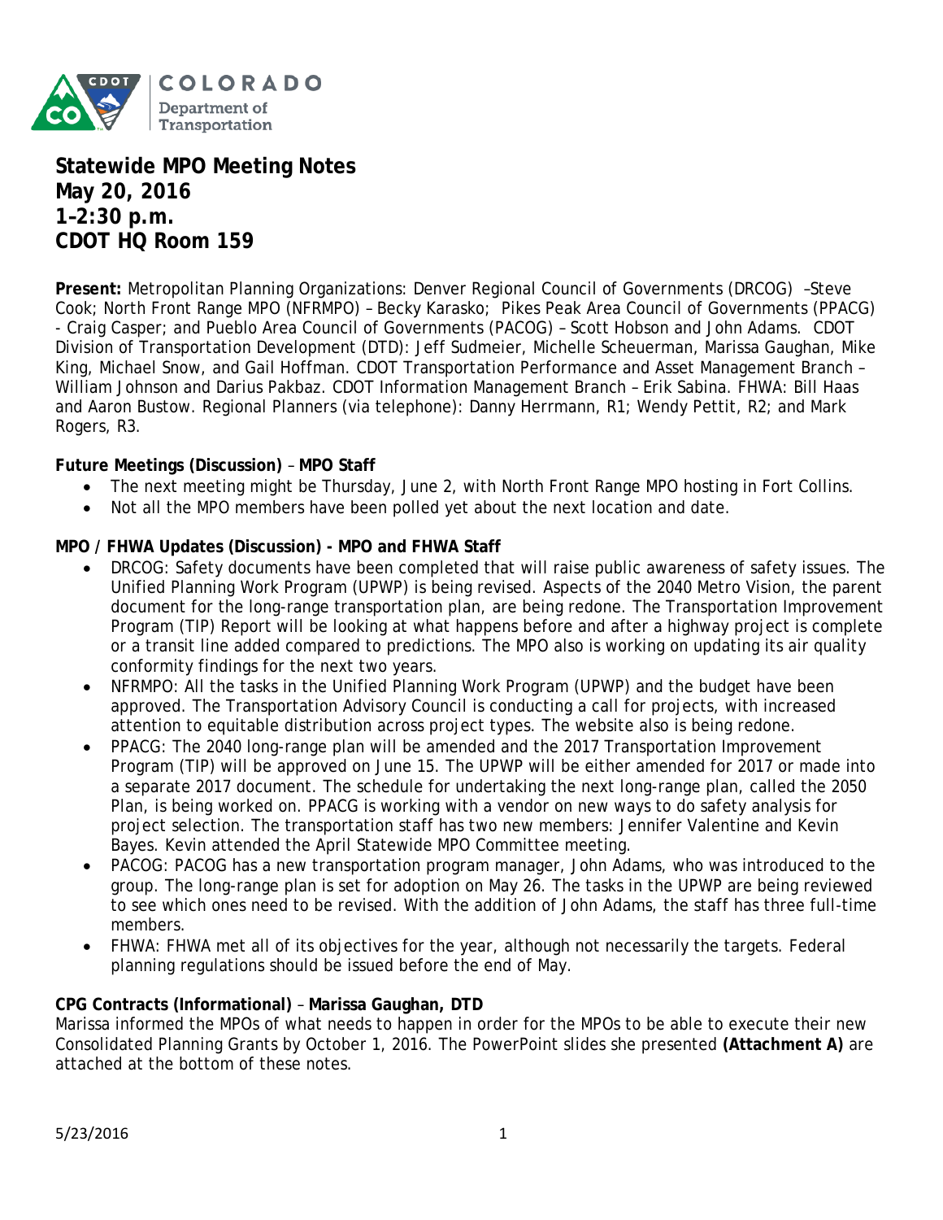# Statewide MPO Meeting Notes
## May 20, 2016
## 1–2:30 p.m.
## CDOT HQ Room 159

**Present:** Metropolitan Planning Organizations: Denver Regional Council of Governments (DRCOG) –Steve Cook; North Front Range MPO (NFRMPO) – Becky Karasko; Pikes Peak Area Council of Governments (PPACG) - Craig Casper; and Pueblo Area Council of Governments (PACOG) – Scott Hobson and John Adams. CDOT Division of Transportation Development (DTD): Jeff Sudmeier, Michelle Scheuerman, Marissa Gaughan, Mike King, Michael Snow, and Gail Hoffman. CDOT Transportation Performance and Asset Management Branch – William Johnson and Darius Pakbaz. CDOT Information Management Branch – Erik Sabina. FHWA: Bill Haas and Aaron Bustow. Regional Planners (via telephone): Danny Herrmann, R1; Wendy Pettit, R2; and Mark Rogers, R3.

**Future Meetings (Discussion)** – **MPO Staff**

- The next meeting might be Thursday, June 2, with North Front Range MPO hosting in Fort Collins.
- Not all the MPO members have been polled yet about the next location and date.

**MPO / FHWA Updates (Discussion) - MPO and FHWA Staff**

- DRCOG: Safety documents have been completed that will raise public awareness of safety issues. The Unified Planning Work Program (UPWP) is being revised. Aspects of the 2040 Metro Vision, the parent document for the long-range transportation plan, are being redone. The Transportation Improvement Program (TIP) Report will be looking at what happens before and after a highway project is complete or a transit line added compared to predictions. The MPO also is working on updating its air quality conformity findings for the next two years.
- NFRMPO: All the tasks in the Unified Planning Work Program (UPWP) and the budget have been approved. The Transportation Advisory Council is conducting a call for projects, with increased attention to equitable distribution across project types. The website also is being redone.
- PPACG: The 2040 long-range plan will be amended and the 2017 Transportation Improvement Program (TIP) will be approved on June 15. The UPWP will be either amended for 2017 or made into a separate 2017 document. The schedule for undertaking the next long-range plan, called the 2050 Plan, is being worked on. PPACG is working with a vendor on new ways to do safety analysis for project selection. The transportation staff has two new members: Jennifer Valentine and Kevin Bayes. Kevin attended the April Statewide MPO Committee meeting.
- PACOG: PACOG has a new transportation program manager, John Adams, who was introduced to the group. The long-range plan is set for adoption on May 26. The tasks in the UPWP are being reviewed to see which ones need to be revised. With the addition of John Adams, the staff has three full-time members.
- FHWA: FHWA met all of its objectives for the year, although not necessarily the targets. Federal planning regulations should be issued before the end of May.

**CPG Contracts (Informational)** – **Marissa Gaughan, DTD**

Marissa informed the MPOs of what needs to happen in order for the MPOs to be able to execute their new Consolidated Planning Grants by October 1, 2016. The PowerPoint slides she presented **(Attachment A)** are attached at the bottom of these notes.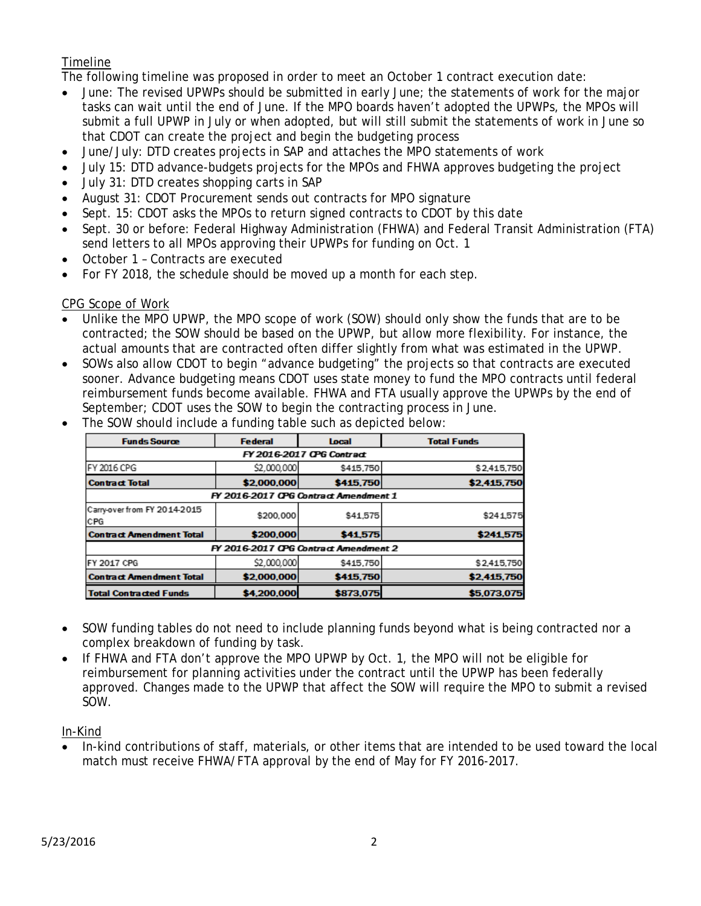## Timeline

The following timeline was proposed in order to meet an October 1 contract execution date:

- June: The revised UPWPs should be submitted in early June; the statements of work for the major tasks can wait until the end of June. If the MPO boards haven't adopted the UPWPs, the MPOs will submit a full UPWP in July or when adopted, but will still submit the statements of work in June so that CDOT can create the project and begin the budgeting process
- June/July: DTD creates projects in SAP and attaches the MPO statements of work
- July 15: DTD advance-budgets projects for the MPOs and FHWA approves budgeting the project
- July 31: DTD creates shopping carts in SAP
- August 31: CDOT Procurement sends out contracts for MPO signature
- Sept. 15: CDOT asks the MPOs to return signed contracts to CDOT by this date
- Sept. 30 or before: Federal Highway Administration (FHWA) and Federal Transit Administration (FTA) send letters to all MPOs approving their UPWPs for funding on Oct. 1
- October 1 – Contracts are executed
- For FY 2018, the schedule should be moved up a month for each step.

## CPG Scope of Work

- Unlike the MPO UPWP, the MPO scope of work (SOW) should only show the funds that are to be contracted; the SOW should be based on the UPWP, but allow more flexibility. For instance, the actual amounts that are contracted often differ slightly from what was estimated in the UPWP.
- SOWs also allow CDOT to begin "advance budgeting" the projects so that contracts are executed sooner. Advance budgeting means CDOT uses state money to fund the MPO contracts until federal reimbursement funds become available. FHWA and FTA usually approve the UPWPs by the end of September; CDOT uses the SOW to begin the contracting process in June.
- The SOW should include a funding table such as depicted below:

| Funds Source | Federal | Local | Total Funds |
|---|---|---|---|
| *FY 2016-2017 CPG Contract* | | | |
| FY 2016 CPG | $2,000,000 | $415,750 | $2,415,750 |
| **Contract Total** | **$2,000,000** | **$415,750** | **$2,415,750** |
| *FY 2016-2017 CPG Contract Amendment 1* | | | |
| Carry-over from FY 2014-2015 CPG | $200,000 | $41,575 | $241,575 |
| **Contract Amendment Total** | **$200,000** | **$41,575** | **$241,575** |
| *FY 2016-2017 CPG Contract Amendment 2* | | | |
| FY 2017 CPG | $2,000,000 | $415,750 | $2,415,750 |
| **Contract Amendment Total** | **$2,000,000** | **$415,750** | **$2,415,750** |
| **Total Contracted Funds** | **$4,200,000** | **$873,075** | **$5,073,075** |

- SOW funding tables do not need to include planning funds beyond what is being contracted nor a complex breakdown of funding by task.
- If FHWA and FTA don't approve the MPO UPWP by Oct. 1, the MPO will not be eligible for reimbursement for planning activities under the contract until the UPWP has been federally approved. Changes made to the UPWP that affect the SOW will require the MPO to submit a revised SOW.

## In-Kind

- In-kind contributions of staff, materials, or other items that are intended to be used toward the local match must receive FHWA/FTA approval by the end of May for FY 2016-2017.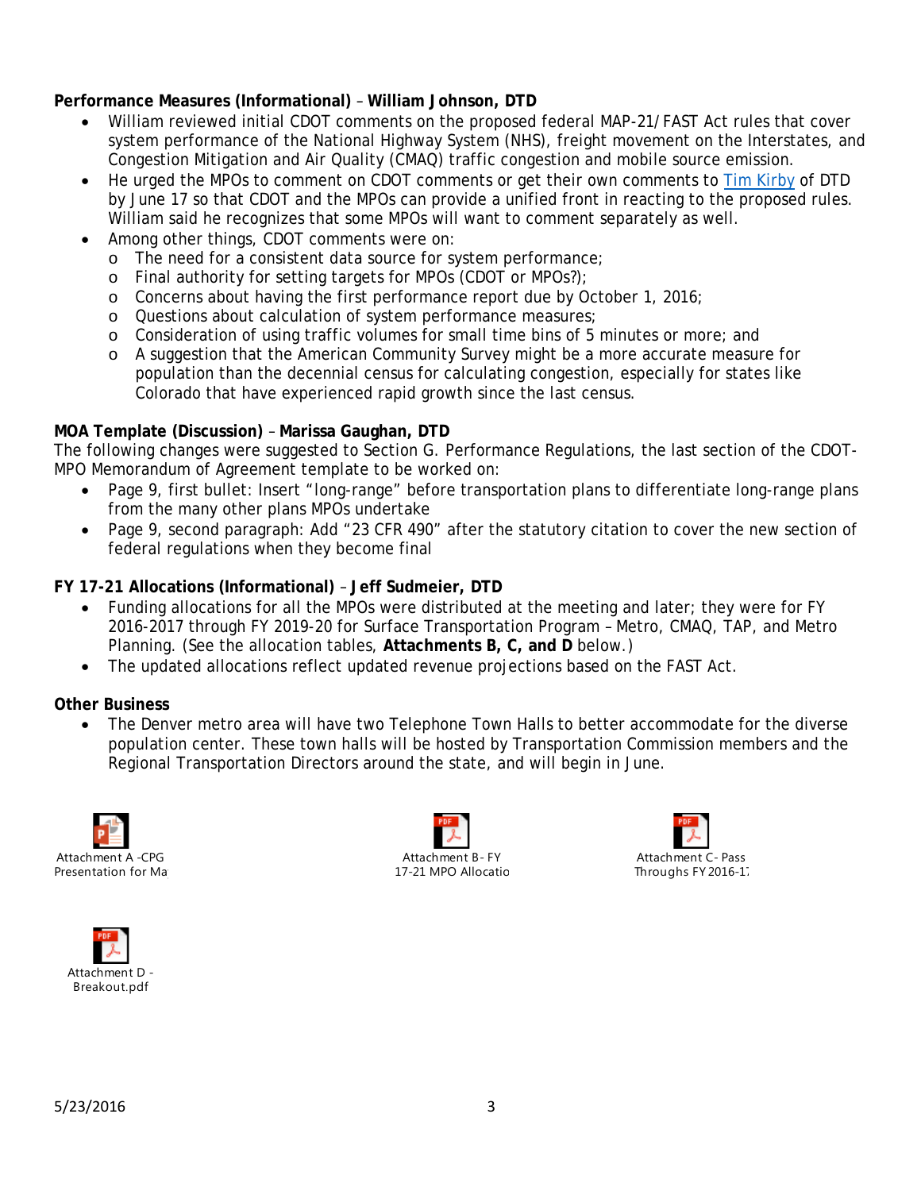**Performance Measures (Informational)** – **William Johnson, DTD**

- William reviewed initial CDOT comments on the proposed federal MAP-21/FAST Act rules that cover system performance of the National Highway System (NHS), freight movement on the Interstates, and Congestion Mitigation and Air Quality (CMAQ) traffic congestion and mobile source emission.
- He urged the MPOs to comment on CDOT comments or get their own comments to Tim Kirby of DTD by June 17 so that CDOT and the MPOs can provide a unified front in reacting to the proposed rules. William said he recognizes that some MPOs will want to comment separately as well.
- Among other things, CDOT comments were on:
  - The need for a consistent data source for system performance;
  - Final authority for setting targets for MPOs (CDOT or MPOs?);
  - Concerns about having the first performance report due by October 1, 2016;
  - Questions about calculation of system performance measures;
  - Consideration of using traffic volumes for small time bins of 5 minutes or more; and
  - A suggestion that the American Community Survey might be a more accurate measure for population than the decennial census for calculating congestion, especially for states like Colorado that have experienced rapid growth since the last census.

**MOA Template (Discussion)** – **Marissa Gaughan, DTD**

The following changes were suggested to Section G. Performance Regulations, the last section of the CDOT-MPO Memorandum of Agreement template to be worked on:

- Page 9, first bullet: Insert "long-range" before transportation plans to differentiate long-range plans from the many other plans MPOs undertake
- Page 9, second paragraph: Add "23 CFR 490" after the statutory citation to cover the new section of federal regulations when they become final

**FY 17-21 Allocations (Informational)** – **Jeff Sudmeier, DTD**

- Funding allocations for all the MPOs were distributed at the meeting and later; they were for FY 2016-2017 through FY 2019-20 for Surface Transportation Program – Metro, CMAQ, TAP, and Metro Planning. (See the allocation tables, **Attachments B, C, and D** below.)
- The updated allocations reflect updated revenue projections based on the FAST Act.

**Other Business**

- The Denver metro area will have two Telephone Town Halls to better accommodate for the diverse population center. These town halls will be hosted by Transportation Commission members and the Regional Transportation Directors around the state, and will begin in June.

Attachment A -CPG Presentation for Ma

Attachment B- FY 17-21 MPO Allocatio

Attachment C- Pass Throughs FY 2016-17

Attachment D - Breakout.pdf